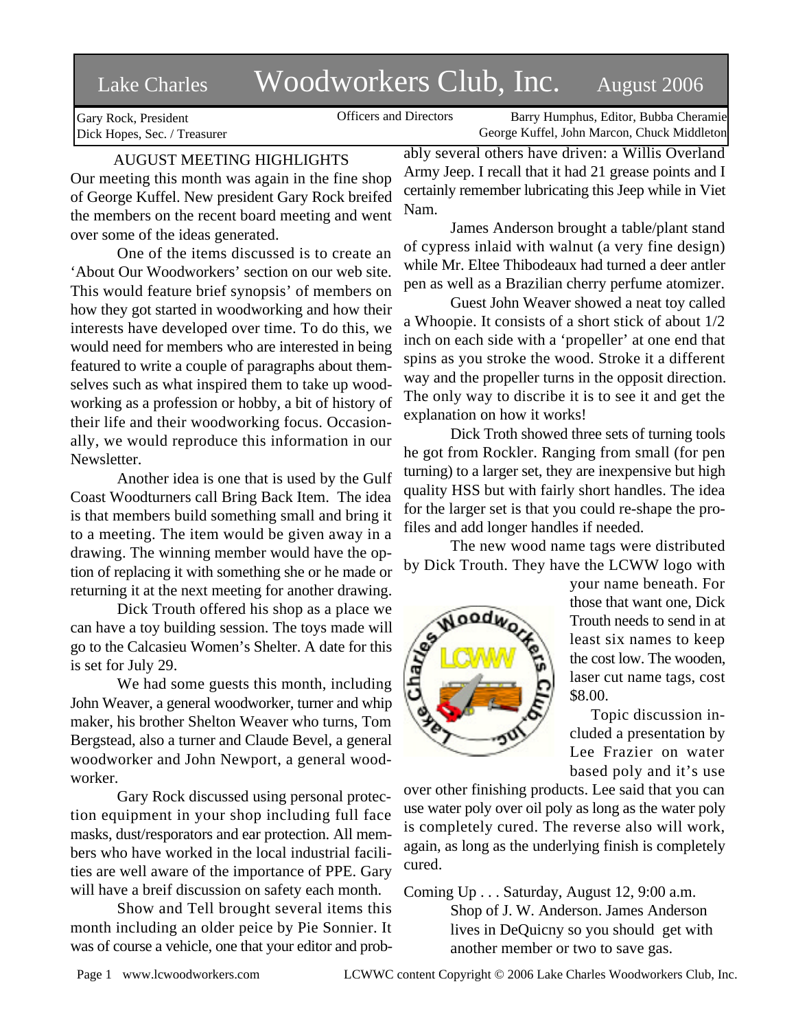# Lake Charles Woodworkers Club, Inc. August 2006

Gary Rock, President
Dick Hopes, Sec. / Treasurer

Officers and Directors

Barry Humphus, Editor, Bubba Cheramie
George Kuffel, John Marcon, Chuck Middleton

## AUGUST MEETING HIGHLIGHTS

Our meeting this month was again in the fine shop of George Kuffel. New president Gary Rock breifed the members on the recent board meeting and went over some of the ideas generated.

One of the items discussed is to create an 'About Our Woodworkers' section on our web site. This would feature brief synopsis' of members on how they got started in woodworking and how their interests have developed over time. To do this, we would need for members who are interested in being featured to write a couple of paragraphs about themselves such as what inspired them to take up woodworking as a profession or hobby, a bit of history of their life and their woodworking focus. Occasionally, we would reproduce this information in our Newsletter.

Another idea is one that is used by the Gulf Coast Woodturners call Bring Back Item. The idea is that members build something small and bring it to a meeting. The item would be given away in a drawing. The winning member would have the option of replacing it with something she or he made or returning it at the next meeting for another drawing.

Dick Trouth offered his shop as a place we can have a toy building session. The toys made will go to the Calcasieu Women's Shelter. A date for this is set for July 29.

We had some guests this month, including John Weaver, a general woodworker, turner and whip maker, his brother Shelton Weaver who turns, Tom Bergstead, also a turner and Claude Bevel, a general woodworker and John Newport, a general woodworker.

Gary Rock discussed using personal protection equipment in your shop including full face masks, dust/resporators and ear protection. All members who have worked in the local industrial facilities are well aware of the importance of PPE. Gary will have a breif discussion on safety each month.

Show and Tell brought several items this month including an older peice by Pie Sonnier. It was of course a vehicle, one that your editor and probably several others have driven: a Willis Overland Army Jeep. I recall that it had 21 grease points and I certainly remember lubricating this Jeep while in Viet Nam.

James Anderson brought a table/plant stand of cypress inlaid with walnut (a very fine design) while Mr. Eltee Thibodeaux had turned a deer antler pen as well as a Brazilian cherry perfume atomizer.

Guest John Weaver showed a neat toy called a Whoopie. It consists of a short stick of about 1/2 inch on each side with a 'propeller' at one end that spins as you stroke the wood. Stroke it a different way and the propeller turns in the opposit direction. The only way to discribe it is to see it and get the explanation on how it works!

Dick Troth showed three sets of turning tools he got from Rockler. Ranging from small (for pen turning) to a larger set, they are inexpensive but high quality HSS but with fairly short handles. The idea for the larger set is that you could re-shape the profiles and add longer handles if needed.

The new wood name tags were distributed by Dick Trouth. They have the LCWW logo with your name beneath. For those that want one, Dick Trouth needs to send in at least six names to keep the cost low. The wooden, laser cut name tags, cost $8.00.

Topic discussion included a presentation by Lee Frazier on water based poly and it's use over other finishing products. Lee said that you can use water poly over oil poly as long as the water poly is completely cured. The reverse also will work, again, as long as the underlying finish is completely cured.

Coming Up . . . Saturday, August 12, 9:00 a.m.
Shop of J. W. Anderson. James Anderson lives in DeQuicny so you should get with another member or two to save gas.

www.lcwoodworkers.com — LCWWC content Copyright © 2006 Lake Charles Woodworkers Club, Inc.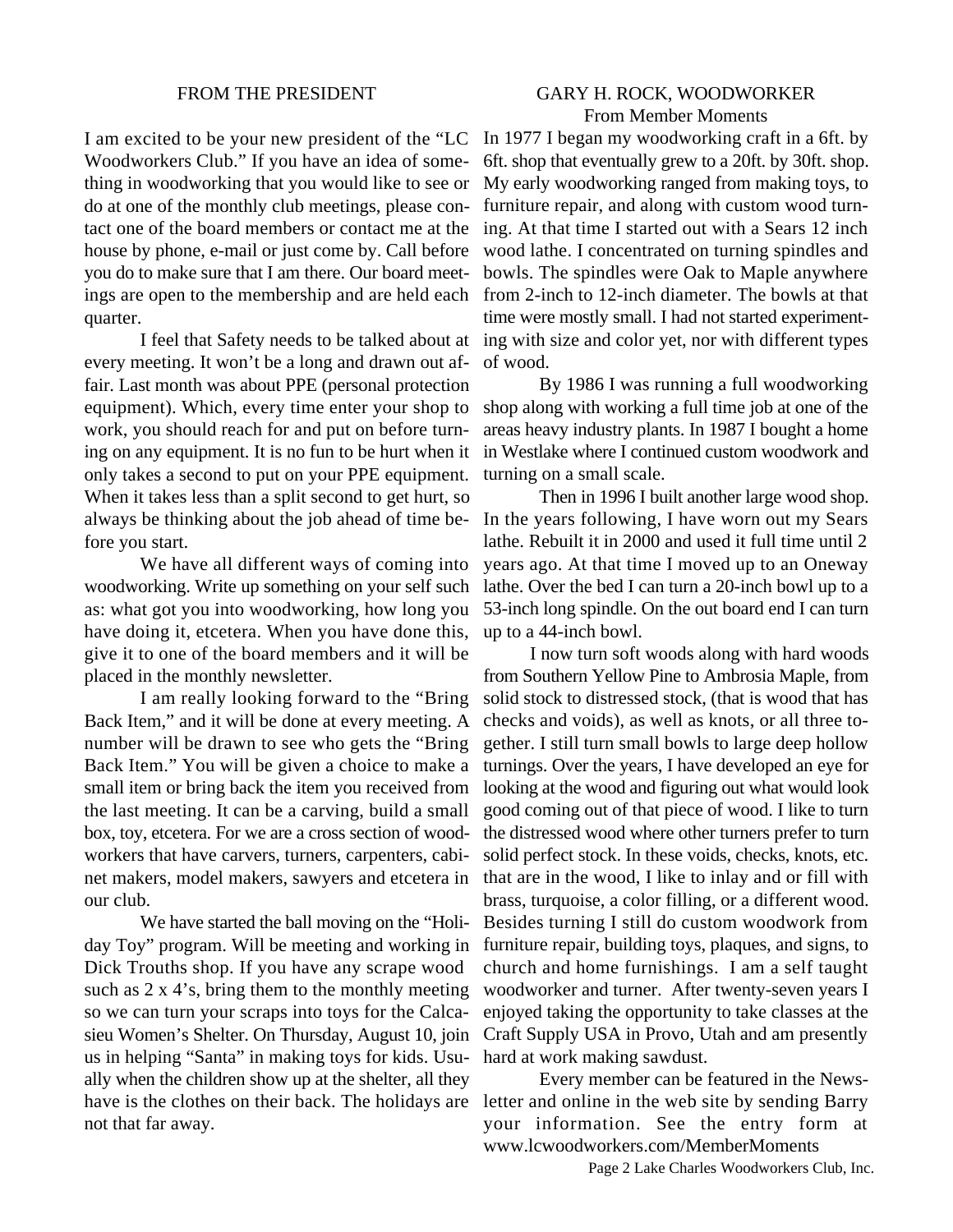## FROM THE PRESIDENT

I am excited to be your new president of the "LC Woodworkers Club." If you have an idea of something in woodworking that you would like to see or do at one of the monthly club meetings, please contact one of the board members or contact me at the house by phone, e-mail or just come by. Call before you do to make sure that I am there. Our board meetings are open to the membership and are held each quarter.

I feel that Safety needs to be talked about at every meeting. It won't be a long and drawn out affair. Last month was about PPE (personal protection equipment). Which, every time enter your shop to work, you should reach for and put on before turning on any equipment. It is no fun to be hurt when it only takes a second to put on your PPE equipment. When it takes less than a split second to get hurt, so always be thinking about the job ahead of time before you start.

We have all different ways of coming into woodworking. Write up something on your self such as: what got you into woodworking, how long you have doing it, etcetera. When you have done this, give it to one of the board members and it will be placed in the monthly newsletter.

I am really looking forward to the "Bring Back Item," and it will be done at every meeting. A number will be drawn to see who gets the "Bring Back Item." You will be given a choice to make a small item or bring back the item you received from the last meeting. It can be a carving, build a small box, toy, etcetera. For we are a cross section of woodworkers that have carvers, turners, carpenters, cabinet makers, model makers, sawyers and etcetera in our club.

We have started the ball moving on the "Holiday Toy" program. Will be meeting and working in Dick Trouths shop. If you have any scrape wood such as 2 x 4's, bring them to the monthly meeting so we can turn your scraps into toys for the Calcasieu Women's Shelter. On Thursday, August 10, join us in helping "Santa" in making toys for kids. Usually when the children show up at the shelter, all they have is the clothes on their back. The holidays are not that far away.

## GARY H. ROCK, WOODWORKER

From Member Moments

In 1977 I began my woodworking craft in a 6ft. by 6ft. shop that eventually grew to a 20ft. by 30ft. shop. My early woodworking ranged from making toys, to furniture repair, and along with custom wood turning. At that time I started out with a Sears 12 inch wood lathe. I concentrated on turning spindles and bowls. The spindles were Oak to Maple anywhere from 2-inch to 12-inch diameter. The bowls at that time were mostly small. I had not started experimenting with size and color yet, nor with different types of wood.

By 1986 I was running a full woodworking shop along with working a full time job at one of the areas heavy industry plants. In 1987 I bought a home in Westlake where I continued custom woodwork and turning on a small scale.

Then in 1996 I built another large wood shop. In the years following, I have worn out my Sears lathe. Rebuilt it in 2000 and used it full time until 2 years ago. At that time I moved up to an Oneway lathe. Over the bed I can turn a 20-inch bowl up to a 53-inch long spindle. On the out board end I can turn up to a 44-inch bowl.

I now turn soft woods along with hard woods from Southern Yellow Pine to Ambrosia Maple, from solid stock to distressed stock, (that is wood that has checks and voids), as well as knots, or all three together. I still turn small bowls to large deep hollow turnings. Over the years, I have developed an eye for looking at the wood and figuring out what would look good coming out of that piece of wood. I like to turn the distressed wood where other turners prefer to turn solid perfect stock. In these voids, checks, knots, etc. that are in the wood, I like to inlay and or fill with brass, turquoise, a color filling, or a different wood. Besides turning I still do custom woodwork from furniture repair, building toys, plaques, and signs, to church and home furnishings. I am a self taught woodworker and turner. After twenty-seven years I enjoyed taking the opportunity to take classes at the Craft Supply USA in Provo, Utah and am presently hard at work making sawdust.

Every member can be featured in the Newsletter and online in the web site by sending Barry your information. See the entry form at www.lcwoodworkers.com/MemberMoments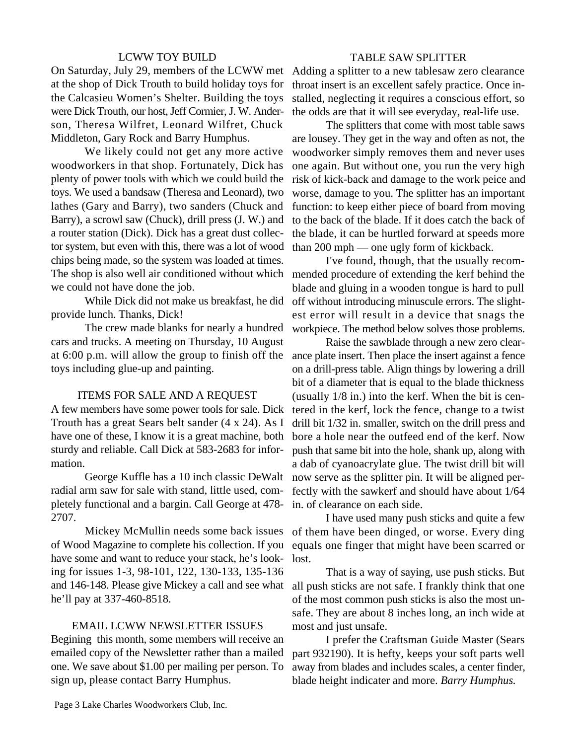## LCWW TOY BUILD

On Saturday, July 29, members of the LCWW met at the shop of Dick Trouth to build holiday toys for the Calcasieu Women's Shelter. Building the toys were Dick Trouth, our host, Jeff Cormier, J. W. Anderson, Theresa Wilfret, Leonard Wilfret, Chuck Middleton, Gary Rock and Barry Humphus.

We likely could not get any more active woodworkers in that shop. Fortunately, Dick has plenty of power tools with which we could build the toys. We used a bandsaw (Theresa and Leonard), two lathes (Gary and Barry), two sanders (Chuck and Barry), a scrowl saw (Chuck), drill press (J. W.) and a router station (Dick). Dick has a great dust collector system, but even with this, there was a lot of wood chips being made, so the system was loaded at times. The shop is also well air conditioned without which we could not have done the job.

While Dick did not make us breakfast, he did provide lunch. Thanks, Dick!

The crew made blanks for nearly a hundred cars and trucks. A meeting on Thursday, 10 August at 6:00 p.m. will allow the group to finish off the toys including glue-up and painting.

## ITEMS FOR SALE AND A REQUEST

A few members have some power tools for sale. Dick Trouth has a great Sears belt sander (4 x 24). As I have one of these, I know it is a great machine, both sturdy and reliable. Call Dick at 583-2683 for information.

George Kuffle has a 10 inch classic DeWalt radial arm saw for sale with stand, little used, completely functional and a bargin. Call George at 478-2707.

Mickey McMullin needs some back issues of Wood Magazine to complete his collection. If you have some and want to reduce your stack, he's looking for issues 1-3, 98-101, 122, 130-133, 135-136 and 146-148. Please give Mickey a call and see what he'll pay at 337-460-8518.

## EMAIL LCWW NEWSLETTER ISSUES

Begining this month, some members will receive an emailed copy of the Newsletter rather than a mailed one. We save about $1.00 per mailing per person. To sign up, please contact Barry Humphus.

## TABLE SAW SPLITTER

Adding a splitter to a new tablesaw zero clearance throat insert is an excellent safely practice. Once installed, neglecting it requires a conscious effort, so the odds are that it will see everyday, real-life use.

The splitters that come with most table saws are lousey. They get in the way and often as not, the woodworker simply removes them and never uses one again. But without one, you run the very high risk of kick-back and damage to the work peice and worse, damage to you. The splitter has an important function: to keep either piece of board from moving to the back of the blade. If it does catch the back of the blade, it can be hurtled forward at speeds more than 200 mph — one ugly form of kickback.

I've found, though, that the usually recommended procedure of extending the kerf behind the blade and gluing in a wooden tongue is hard to pull off without introducing minuscule errors. The slightest error will result in a device that snags the workpiece. The method below solves those problems.

Raise the sawblade through a new zero clearance plate insert. Then place the insert against a fence on a drill-press table. Align things by lowering a drill bit of a diameter that is equal to the blade thickness (usually 1/8 in.) into the kerf. When the bit is centered in the kerf, lock the fence, change to a twist drill bit 1/32 in. smaller, switch on the drill press and bore a hole near the outfeed end of the kerf. Now push that same bit into the hole, shank up, along with a dab of cyanoacrylate glue. The twist drill bit will now serve as the splitter pin. It will be aligned perfectly with the sawkerf and should have about 1/64 in. of clearance on each side.

I have used many push sticks and quite a few of them have been dinged, or worse. Every ding equals one finger that might have been scarred or lost.

That is a way of saying, use push sticks. But all push sticks are not safe. I frankly think that one of the most common push sticks is also the most unsafe. They are about 8 inches long, an inch wide at most and just unsafe.

I prefer the Craftsman Guide Master (Sears part 932190). It is hefty, keeps your soft parts well away from blades and includes scales, a center finder, blade height indicater and more. *Barry Humphus.*